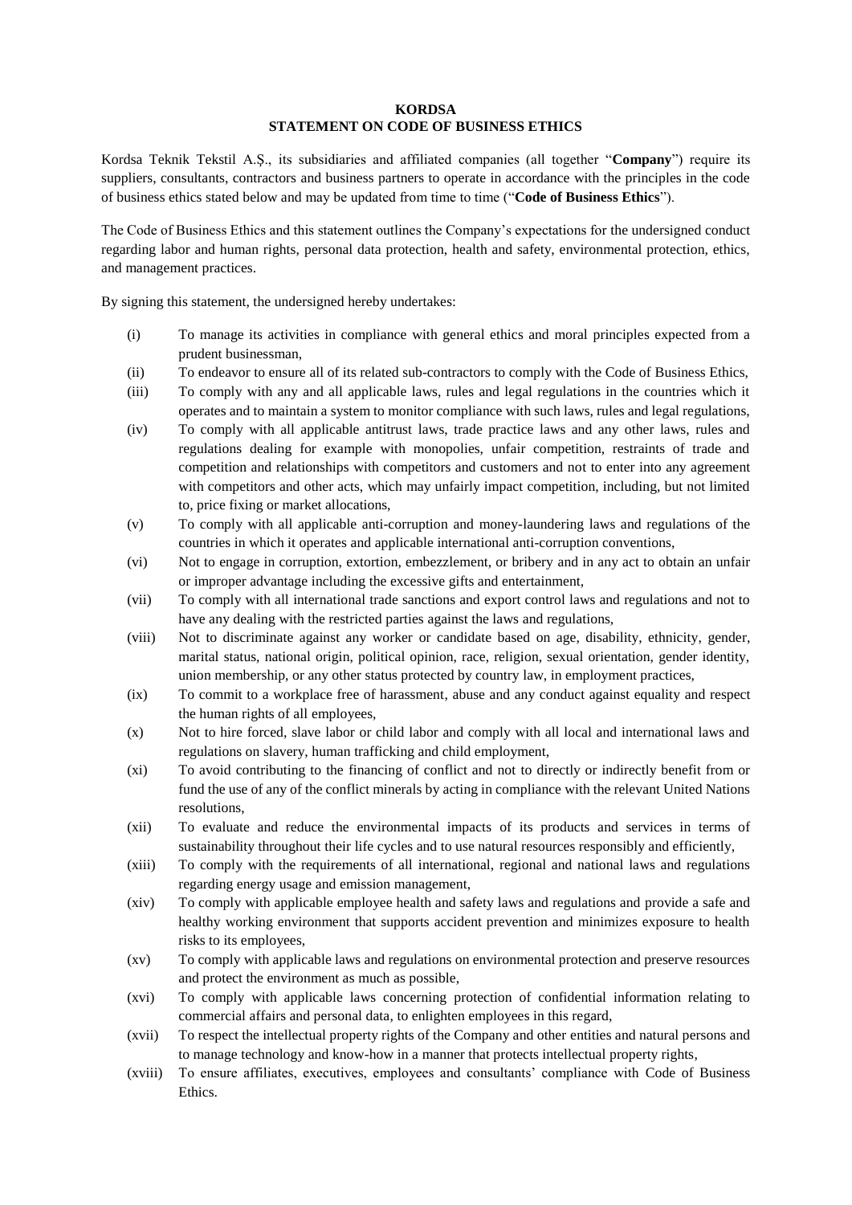**KORDSA**
**STATEMENT ON CODE OF BUSINESS ETHICS**

Kordsa Teknik Tekstil A.Ş., its subsidiaries and affiliated companies (all together "**Company**") require its suppliers, consultants, contractors and business partners to operate in accordance with the principles in the code of business ethics stated below and may be updated from time to time ("**Code of Business Ethics**").

The Code of Business Ethics and this statement outlines the Company's expectations for the undersigned conduct regarding labor and human rights, personal data protection, health and safety, environmental protection, ethics, and management practices.

By signing this statement, the undersigned hereby undertakes:

(i) To manage its activities in compliance with general ethics and moral principles expected from a prudent businessman,

(ii) To endeavor to ensure all of its related sub-contractors to comply with the Code of Business Ethics,

(iii) To comply with any and all applicable laws, rules and legal regulations in the countries which it operates and to maintain a system to monitor compliance with such laws, rules and legal regulations,

(iv) To comply with all applicable antitrust laws, trade practice laws and any other laws, rules and regulations dealing for example with monopolies, unfair competition, restraints of trade and competition and relationships with competitors and customers and not to enter into any agreement with competitors and other acts, which may unfairly impact competition, including, but not limited to, price fixing or market allocations,

(v) To comply with all applicable anti-corruption and money-laundering laws and regulations of the countries in which it operates and applicable international anti-corruption conventions,

(vi) Not to engage in corruption, extortion, embezzlement, or bribery and in any act to obtain an unfair or improper advantage including the excessive gifts and entertainment,

(vii) To comply with all international trade sanctions and export control laws and regulations and not to have any dealing with the restricted parties against the laws and regulations,

(viii) Not to discriminate against any worker or candidate based on age, disability, ethnicity, gender, marital status, national origin, political opinion, race, religion, sexual orientation, gender identity, union membership, or any other status protected by country law, in employment practices,

(ix) To commit to a workplace free of harassment, abuse and any conduct against equality and respect the human rights of all employees,

(x) Not to hire forced, slave labor or child labor and comply with all local and international laws and regulations on slavery, human trafficking and child employment,

(xi) To avoid contributing to the financing of conflict and not to directly or indirectly benefit from or fund the use of any of the conflict minerals by acting in compliance with the relevant United Nations resolutions,

(xii) To evaluate and reduce the environmental impacts of its products and services in terms of sustainability throughout their life cycles and to use natural resources responsibly and efficiently,

(xiii) To comply with the requirements of all international, regional and national laws and regulations regarding energy usage and emission management,

(xiv) To comply with applicable employee health and safety laws and regulations and provide a safe and healthy working environment that supports accident prevention and minimizes exposure to health risks to its employees,

(xv) To comply with applicable laws and regulations on environmental protection and preserve resources and protect the environment as much as possible,

(xvi) To comply with applicable laws concerning protection of confidential information relating to commercial affairs and personal data, to enlighten employees in this regard,

(xvii) To respect the intellectual property rights of the Company and other entities and natural persons and to manage technology and know-how in a manner that protects intellectual property rights,

(xviii) To ensure affiliates, executives, employees and consultants' compliance with Code of Business Ethics.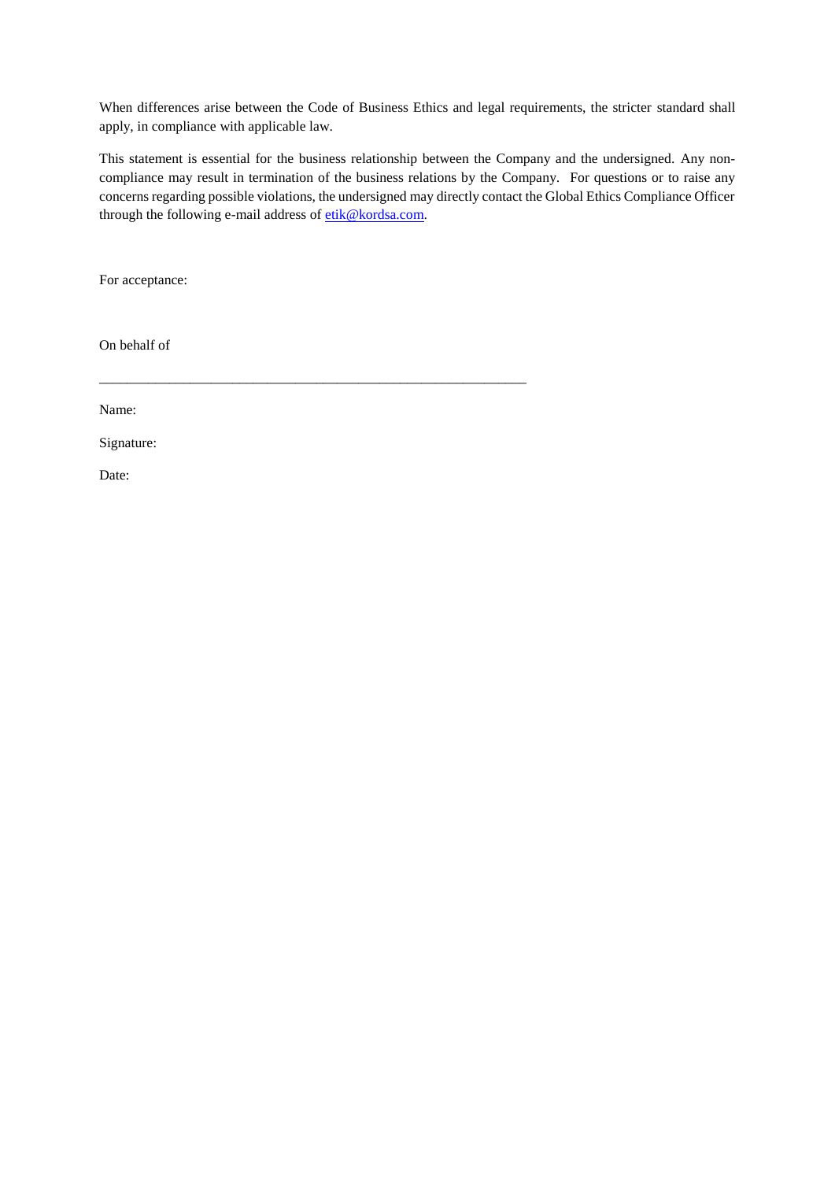When differences arise between the Code of Business Ethics and legal requirements, the stricter standard shall apply, in compliance with applicable law.

This statement is essential for the business relationship between the Company and the undersigned. Any non-compliance may result in termination of the business relations by the Company. For questions or to raise any concerns regarding possible violations, the undersigned may directly contact the Global Ethics Compliance Officer through the following e-mail address of etik@kordsa.com.

For acceptance:

On behalf of

_______________________________________________________________

Name:

Signature:

Date: